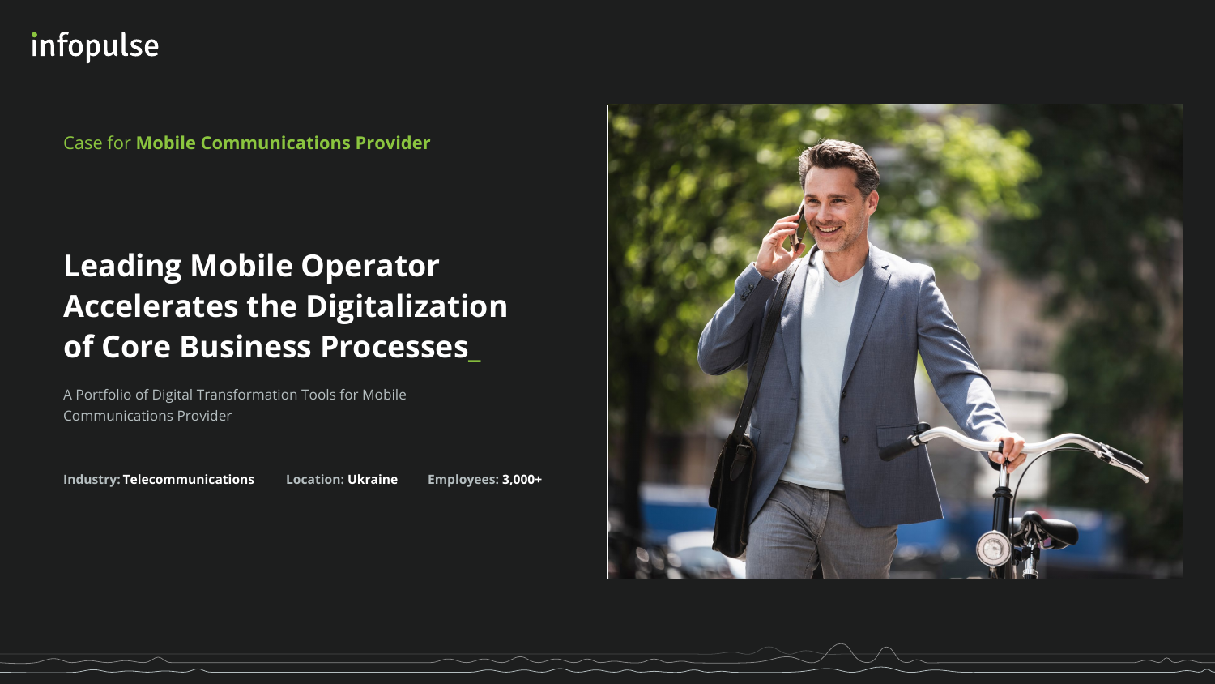infopulse

Case for **Mobile Communications Provider**

# Leading Mobile Operator Accelerates the Digitalization of Core Business Processes_

A Portfolio of Digital Transformation Tools for Mobile Communications Provider

**Industry:** **Telecommunications** **Location:** **Ukraine** **Employees:** **3,000+**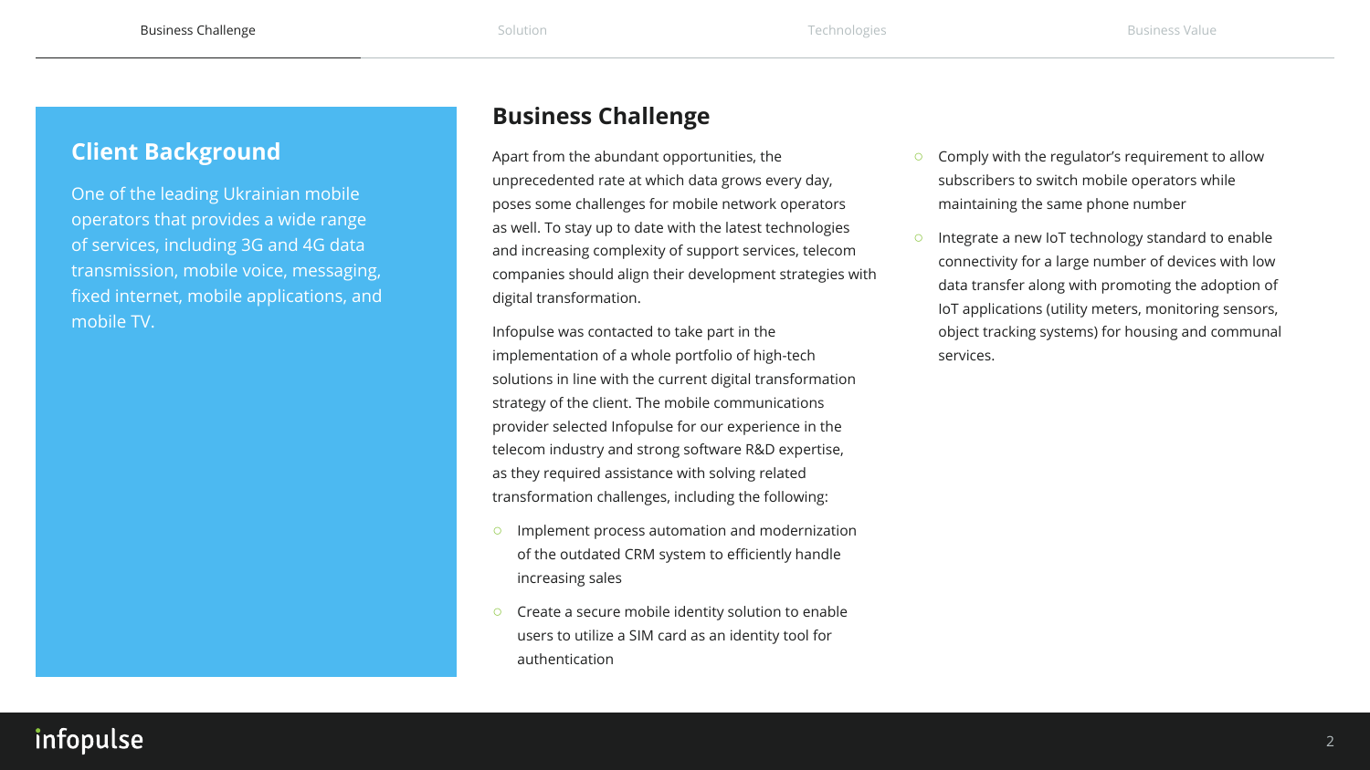## Client Background

One of the leading Ukrainian mobile operators that provides a wide range of services, including 3G and 4G data transmission, mobile voice, messaging, fixed internet, mobile applications, and mobile TV.

## Business Challenge

Apart from the abundant opportunities, the unprecedented rate at which data grows every day, poses some challenges for mobile network operators as well. To stay up to date with the latest technologies and increasing complexity of support services, telecom companies should align their development strategies with digital transformation.

Infopulse was contacted to take part in the implementation of a whole portfolio of high-tech solutions in line with the current digital transformation strategy of the client. The mobile communications provider selected Infopulse for our experience in the telecom industry and strong software R&D expertise, as they required assistance with solving related transformation challenges, including the following:

- Implement process automation and modernization of the outdated CRM system to efficiently handle increasing sales
- Create a secure mobile identity solution to enable users to utilize a SIM card as an identity tool for authentication
- Comply with the regulator's requirement to allow subscribers to switch mobile operators while maintaining the same phone number
- Integrate a new IoT technology standard to enable connectivity for a large number of devices with low data transfer along with promoting the adoption of IoT applications (utility meters, monitoring sensors, object tracking systems) for housing and communal services.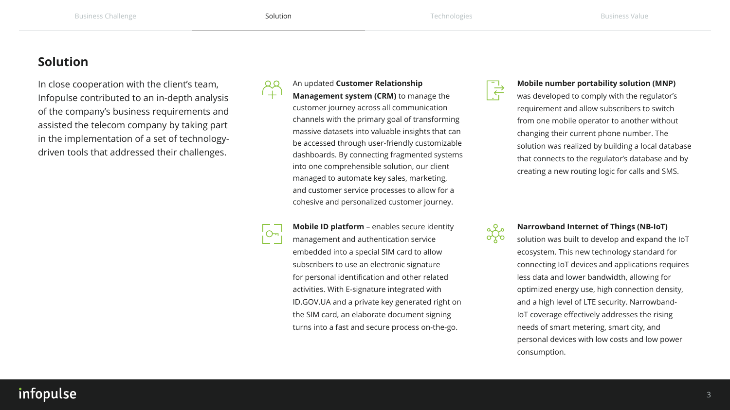## Solution

In close cooperation with the client's team, Infopulse contributed to an in-depth analysis of the company's business requirements and assisted the telecom company by taking part in the implementation of a set of technology-driven tools that addressed their challenges.

An updated **Customer Relationship Management system (CRM)** to manage the customer journey across all communication channels with the primary goal of transforming massive datasets into valuable insights that can be accessed through user-friendly customizable dashboards. By connecting fragmented systems into one comprehensible solution, our client managed to automate key sales, marketing, and customer service processes to allow for a cohesive and personalized customer journey.

**Mobile ID platform** – enables secure identity management and authentication service embedded into a special SIM card to allow subscribers to use an electronic signature for personal identification and other related activities. With E-signature integrated with ID.GOV.UA and a private key generated right on the SIM card, an elaborate document signing turns into a fast and secure process on-the-go.

**Mobile number portability solution (MNP)** was developed to comply with the regulator's requirement and allow subscribers to switch from one mobile operator to another without changing their current phone number. The solution was realized by building a local database that connects to the regulator's database and by creating a new routing logic for calls and SMS.

**Narrowband Internet of Things (NB-IoT)** solution was built to develop and expand the IoT ecosystem. This new technology standard for connecting IoT devices and applications requires less data and lower bandwidth, allowing for optimized energy use, high connection density, and a high level of LTE security. Narrowband-IoT coverage effectively addresses the rising needs of smart metering, smart city, and personal devices with low costs and low power consumption.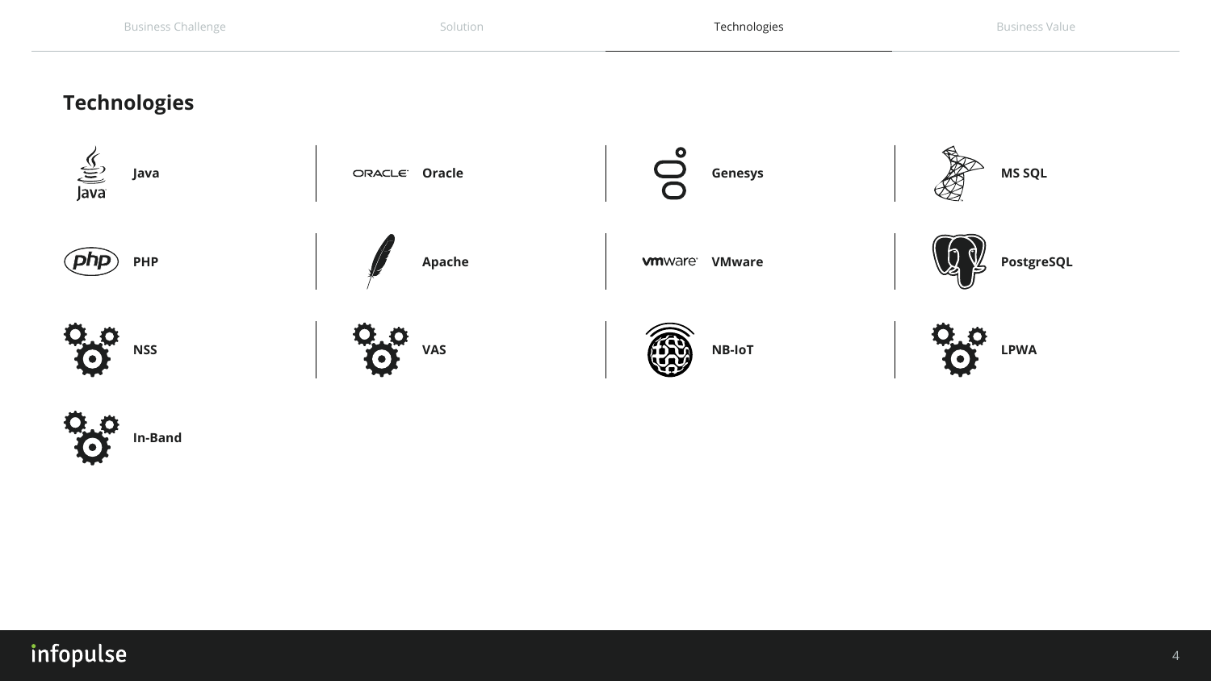## Technologies

- Java
- Oracle
- Genesys
- MS SQL
- PHP
- Apache
- VMware
- PostgreSQL
- NSS
- VAS
- NB-IoT
- LPWA
- In-Band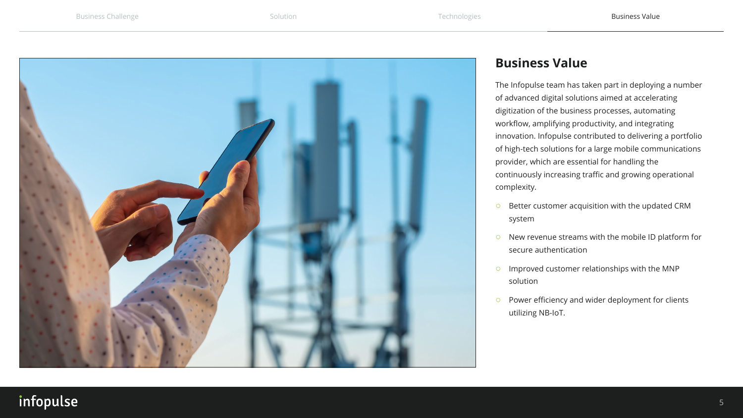## Business Value

The Infopulse team has taken part in deploying a number of advanced digital solutions aimed at accelerating digitization of the business processes, automating workflow, amplifying productivity, and integrating innovation. Infopulse contributed to delivering a portfolio of high-tech solutions for a large mobile communications provider, which are essential for handling the continuously increasing traffic and growing operational complexity.

- Better customer acquisition with the updated CRM system
- New revenue streams with the mobile ID platform for secure authentication
- Improved customer relationships with the MNP solution
- Power efficiency and wider deployment for clients utilizing NB-IoT.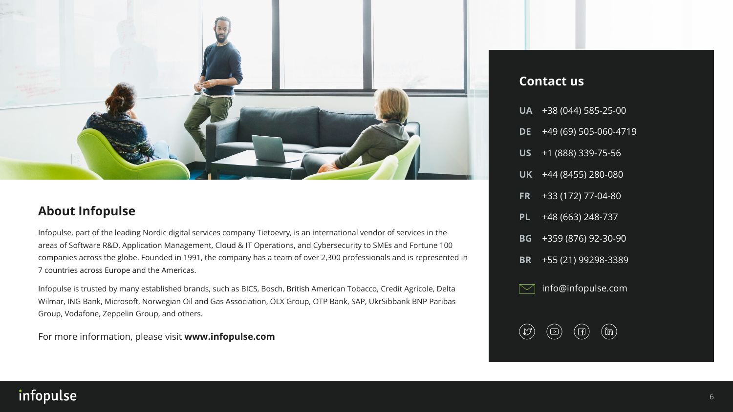## About Infopulse

Infopulse, part of the leading Nordic digital services company Tietoevry, is an international vendor of services in the areas of Software R&D, Application Management, Cloud & IT Operations, and Cybersecurity to SMEs and Fortune 100 companies across the globe. Founded in 1991, the company has a team of over 2,300 professionals and is represented in 7 countries across Europe and the Americas.

Infopulse is trusted by many established brands, such as BICS, Bosch, British American Tobacco, Credit Agricole, Delta Wilmar, ING Bank, Microsoft, Norwegian Oil and Gas Association, OLX Group, OTP Bank, SAP, UkrSibbank BNP Paribas Group, Vodafone, Zeppelin Group, and others.

For more information, please visit **www.infopulse.com**

## Contact us

**UA** +38 (044) 585-25-00

**DE** +49 (69) 505-060-4719

**US** +1 (888) 339-75-56

**UK** +44 (8455) 280-080

**FR** +33 (172) 77-04-80

**PL** +48 (663) 248-737

**BG** +359 (876) 92-30-90

**BR** +55 (21) 99298-3389

info@infopulse.com

infopulse